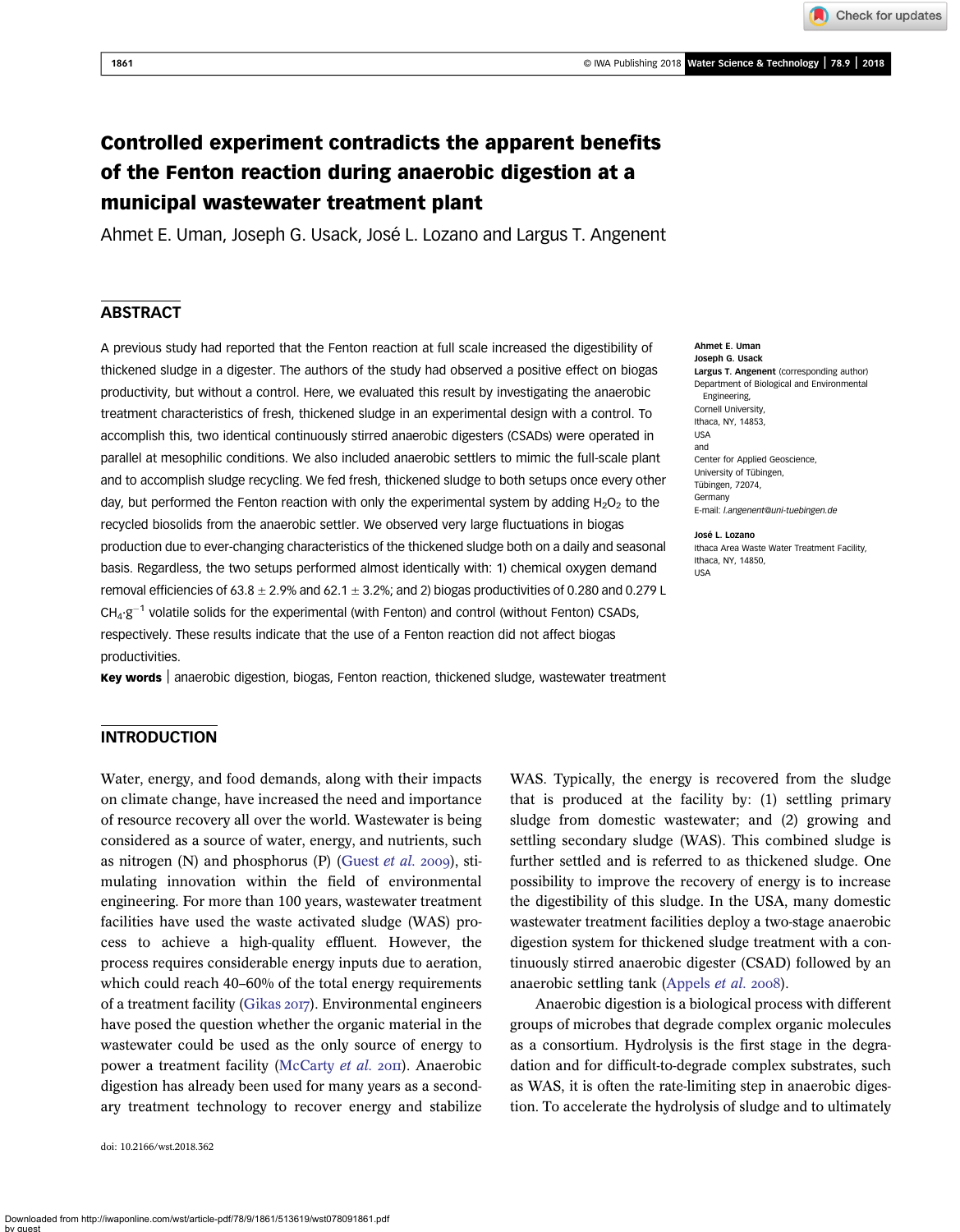# Controlled experiment contradicts the apparent benefits of the Fenton reaction during anaerobic digestion at a municipal wastewater treatment plant

Ahmet E. Uman, Joseph G. Usack, José L. Lozano and Largus T. Angenent

## ABSTRACT

A previous study had reported that the Fenton reaction at full scale increased the digestibility of thickened sludge in a digester. The authors of the study had observed a positive effect on biogas productivity, but without a control. Here, we evaluated this result by investigating the anaerobic treatment characteristics of fresh, thickened sludge in an experimental design with a control. To accomplish this, two identical continuously stirred anaerobic digesters (CSADs) were operated in parallel at mesophilic conditions. We also included anaerobic settlers to mimic the full-scale plant and to accomplish sludge recycling. We fed fresh, thickened sludge to both setups once every other day, but performed the Fenton reaction with only the experimental system by adding $H_2O_2$ to the recycled biosolids from the anaerobic settler. We observed very large fluctuations in biogas production due to ever-changing characteristics of the thickened sludge both on a daily and seasonal basis. Regardless, the two setups performed almost identically with: 1) chemical oxygen demand removal efficiencies of $63.8 \pm 2.9\%$ and $62.1 \pm 3.2\%$; and 2) biogas productivities of 0.280 and 0.279 L $CH_4 \cdot g^{-1}$ volatile solids for the experimental (with Fenton) and control (without Fenton) CSADs, respectively. These results indicate that the use of a Fenton reaction did not affect biogas productivities.

**Key words** | anaerobic digestion, biogas, Fenton reaction, thickened sludge, wastewater treatment

**Ahmet E. Uman**
**Joseph G. Usack**
**Largus T. Angenent** (corresponding author)
Department of Biological and Environmental Engineering,
Cornell University,
Ithaca, NY, 14853,
USA
and
Center for Applied Geoscience,
University of Tübingen,
Tübingen, 72074,
Germany
E-mail: *l.angenent@uni-tuebingen.de*

**José L. Lozano**
Ithaca Area Waste Water Treatment Facility,
Ithaca, NY, 14850,
USA

## INTRODUCTION

Water, energy, and food demands, along with their impacts on climate change, have increased the need and importance of resource recovery all over the world. Wastewater is being considered as a source of water, energy, and nutrients, such as nitrogen (N) and phosphorus (P) (Guest *et al.* 2009), stimulating innovation within the field of environmental engineering. For more than 100 years, wastewater treatment facilities have used the waste activated sludge (WAS) process to achieve a high-quality effluent. However, the process requires considerable energy inputs due to aeration, which could reach 40–60% of the total energy requirements of a treatment facility (Gikas 2017). Environmental engineers have posed the question whether the organic material in the wastewater could be used as the only source of energy to power a treatment facility (McCarty *et al.* 2011). Anaerobic digestion has already been used for many years as a secondary treatment technology to recover energy and stabilize WAS. Typically, the energy is recovered from the sludge that is produced at the facility by: (1) settling primary sludge from domestic wastewater; and (2) growing and settling secondary sludge (WAS). This combined sludge is further settled and is referred to as thickened sludge. One possibility to improve the recovery of energy is to increase the digestibility of this sludge. In the USA, many domestic wastewater treatment facilities deploy a two-stage anaerobic digestion system for thickened sludge treatment with a continuously stirred anaerobic digester (CSAD) followed by an anaerobic settling tank (Appels *et al.* 2008).

Anaerobic digestion is a biological process with different groups of microbes that degrade complex organic molecules as a consortium. Hydrolysis is the first stage in the degradation and for difficult-to-degrade complex substrates, such as WAS, it is often the rate-limiting step in anaerobic digestion. To accelerate the hydrolysis of sludge and to ultimately

doi: 10.2166/wst.2018.362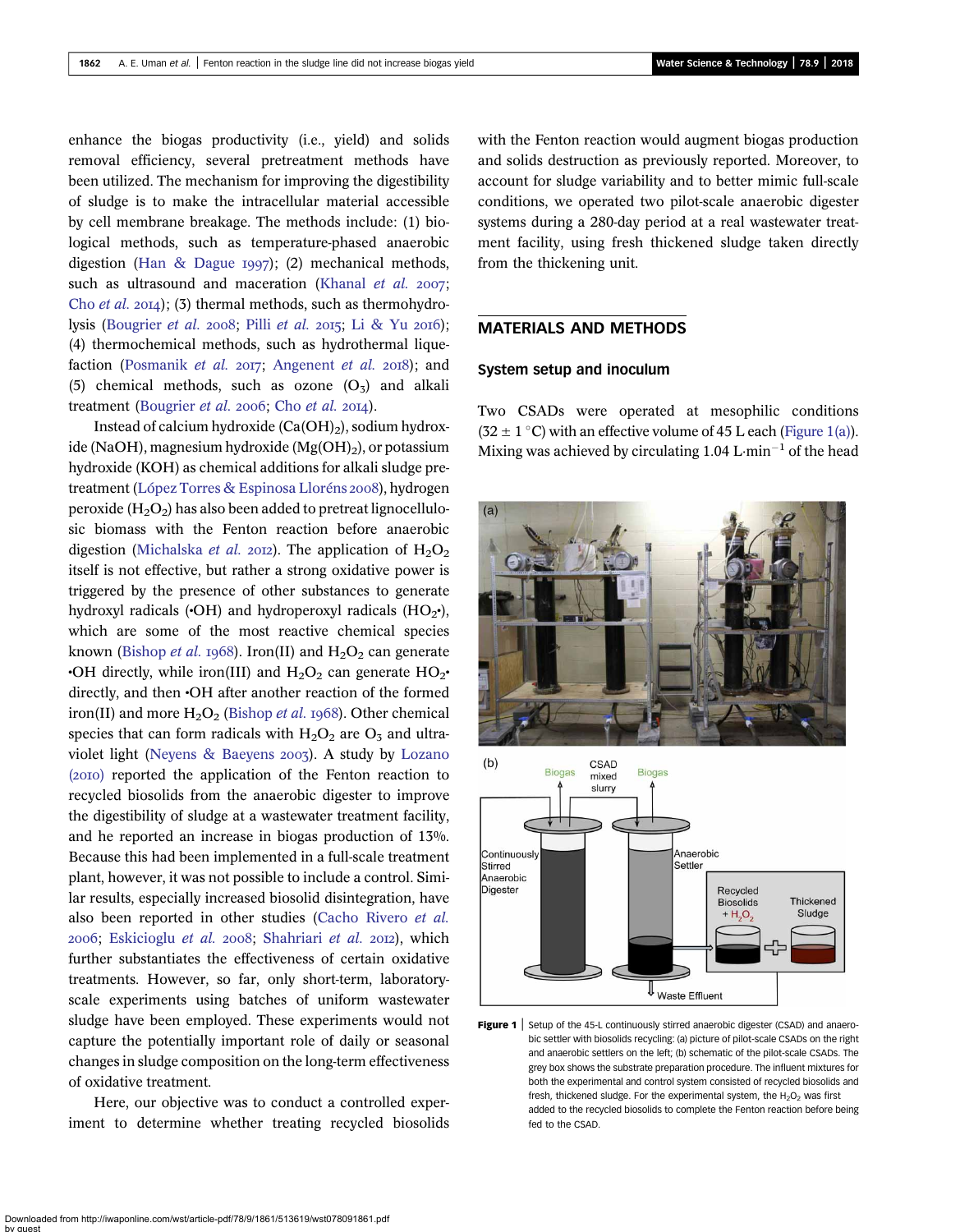enhance the biogas productivity (i.e., yield) and solids removal efficiency, several pretreatment methods have been utilized. The mechanism for improving the digestibility of sludge is to make the intracellular material accessible by cell membrane breakage. The methods include: (1) biological methods, such as temperature-phased anaerobic digestion (Han & Dague 1997); (2) mechanical methods, such as ultrasound and maceration (Khanal *et al.* 2007; Cho *et al.* 2014); (3) thermal methods, such as thermohydrolysis (Bougrier *et al.* 2008; Pilli *et al.* 2015; Li & Yu 2016); (4) thermochemical methods, such as hydrothermal liquefaction (Posmanik *et al.* 2017; Angenent *et al.* 2018); and (5) chemical methods, such as ozone ($O_3$) and alkali treatment (Bougrier *et al.* 2006; Cho *et al.* 2014).

Instead of calcium hydroxide ($Ca(OH)_2$), sodium hydroxide (NaOH), magnesium hydroxide ($Mg(OH)_2$), or potassium hydroxide (KOH) as chemical additions for alkali sludge pretreatment (López Torres & Espinosa Lloréns 2008), hydrogen peroxide ($H_2O_2$) has also been added to pretreat lignocellulosic biomass with the Fenton reaction before anaerobic digestion (Michalska *et al.* 2012). The application of $H_2O_2$ itself is not effective, but rather a strong oxidative power is triggered by the presence of other substances to generate hydroxyl radicals (•OH) and hydroperoxyl radicals ($HO_2$•), which are some of the most reactive chemical species known (Bishop *et al.* 1968). Iron(II) and $H_2O_2$ can generate •OH directly, while iron(III) and $H_2O_2$ can generate $HO_2$• directly, and then •OH after another reaction of the formed iron(II) and more $H_2O_2$ (Bishop *et al.* 1968). Other chemical species that can form radicals with $H_2O_2$ are $O_3$ and ultraviolet light (Neyens & Baeyens 2003). A study by Lozano (2010) reported the application of the Fenton reaction to recycled biosolids from the anaerobic digester to improve the digestibility of sludge at a wastewater treatment facility, and he reported an increase in biogas production of 13%. Because this had been implemented in a full-scale treatment plant, however, it was not possible to include a control. Similar results, especially increased biosolid disintegration, have also been reported in other studies (Cacho Rivero *et al.* 2006; Eskicioglu *et al.* 2008; Shahriari *et al.* 2012), which further substantiates the effectiveness of certain oxidative treatments. However, so far, only short-term, laboratory-scale experiments using batches of uniform wastewater sludge have been employed. These experiments would not capture the potentially important role of daily or seasonal changes in sludge composition on the long-term effectiveness of oxidative treatment.

Here, our objective was to conduct a controlled experiment to determine whether treating recycled biosolids with the Fenton reaction would augment biogas production and solids destruction as previously reported. Moreover, to account for sludge variability and to better mimic full-scale conditions, we operated two pilot-scale anaerobic digester systems during a 280-day period at a real wastewater treatment facility, using fresh thickened sludge taken directly from the thickening unit.

## MATERIALS AND METHODS

### System setup and inoculum

Two CSADs were operated at mesophilic conditions (32 ± 1 °C) with an effective volume of 45 L each (Figure 1(a)). Mixing was achieved by circulating 1.04 $L \cdot min^{-1}$ of the head

**Figure 1** | Setup of the 45-L continuously stirred anaerobic digester (CSAD) and anaerobic settler with biosolids recycling: (a) picture of pilot-scale CSADs on the right and anaerobic settlers on the left; (b) schematic of the pilot-scale CSADs. The grey box shows the substrate preparation procedure. The influent mixtures for both the experimental and control system consisted of recycled biosolids and fresh, thickened sludge. For the experimental system, the $H_2O_2$ was first added to the recycled biosolids to complete the Fenton reaction before being fed to the CSAD.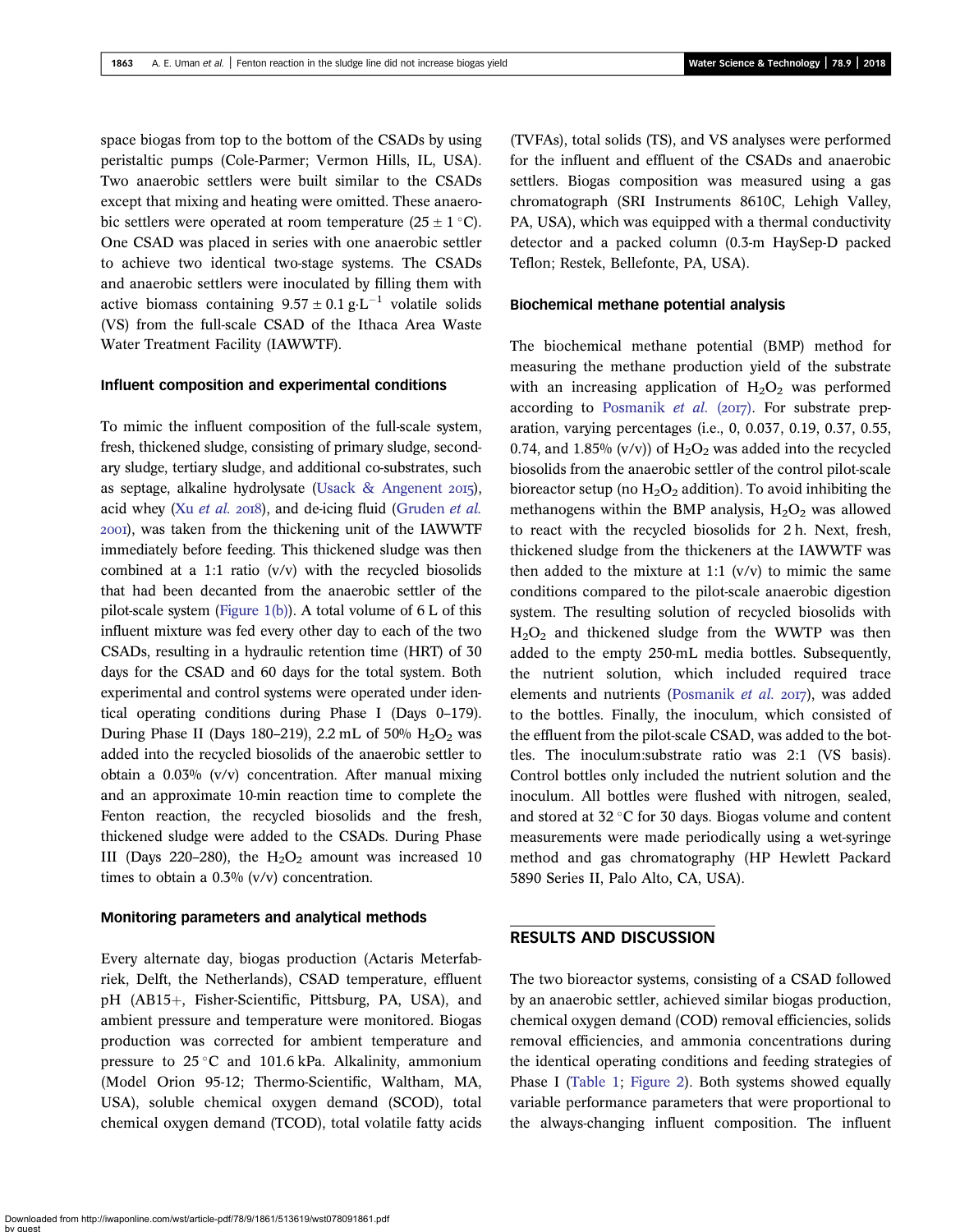space biogas from top to the bottom of the CSADs by using peristaltic pumps (Cole-Parmer; Vernon Hills, IL, USA). Two anaerobic settlers were built similar to the CSADs except that mixing and heating were omitted. These anaerobic settlers were operated at room temperature ($25 \pm 1$ °C). One CSAD was placed in series with one anaerobic settler to achieve two identical two-stage systems. The CSADs and anaerobic settlers were inoculated by filling them with active biomass containing $9.57 \pm 0.1$ g·L$^{-1}$ volatile solids (VS) from the full-scale CSAD of the Ithaca Area Waste Water Treatment Facility (IAWWTF).

### Influent composition and experimental conditions

To mimic the influent composition of the full-scale system, fresh, thickened sludge, consisting of primary sludge, secondary sludge, tertiary sludge, and additional co-substrates, such as septage, alkaline hydrolysate (Usack & Angenent 2015), acid whey (Xu *et al.* 2018), and de-icing fluid (Gruden *et al.* 2001), was taken from the thickening unit of the IAWWTF immediately before feeding. This thickened sludge was then combined at a 1:1 ratio (v/v) with the recycled biosolids that had been decanted from the anaerobic settler of the pilot-scale system (Figure 1(b)). A total volume of 6 L of this influent mixture was fed every other day to each of the two CSADs, resulting in a hydraulic retention time (HRT) of 30 days for the CSAD and 60 days for the total system. Both experimental and control systems were operated under identical operating conditions during Phase I (Days 0–179). During Phase II (Days 180–219), 2.2 mL of 50% $H_2O_2$ was added into the recycled biosolids of the anaerobic settler to obtain a 0.03% (v/v) concentration. After manual mixing and an approximate 10-min reaction time to complete the Fenton reaction, the recycled biosolids and the fresh, thickened sludge were added to the CSADs. During Phase III (Days 220–280), the $H_2O_2$ amount was increased 10 times to obtain a 0.3% (v/v) concentration.

### Monitoring parameters and analytical methods

Every alternate day, biogas production (Actaris Meterfabriek, Delft, the Netherlands), CSAD temperature, effluent pH (AB15+, Fisher-Scientific, Pittsburg, PA, USA), and ambient pressure and temperature were monitored. Biogas production was corrected for ambient temperature and pressure to 25 °C and 101.6 kPa. Alkalinity, ammonium (Model Orion 95-12; Thermo-Scientific, Waltham, MA, USA), soluble chemical oxygen demand (SCOD), total chemical oxygen demand (TCOD), total volatile fatty acids (TVFAs), total solids (TS), and VS analyses were performed for the influent and effluent of the CSADs and anaerobic settlers. Biogas composition was measured using a gas chromatograph (SRI Instruments 8610C, Lehigh Valley, PA, USA), which was equipped with a thermal conductivity detector and a packed column (0.3-m HaySep-D packed Teflon; Restek, Bellefonte, PA, USA).

### Biochemical methane potential analysis

The biochemical methane potential (BMP) method for measuring the methane production yield of the substrate with an increasing application of $H_2O_2$ was performed according to Posmanik *et al.* (2017). For substrate preparation, varying percentages (i.e., 0, 0.037, 0.19, 0.37, 0.55, 0.74, and 1.85% (v/v)) of $H_2O_2$ was added into the recycled biosolids from the anaerobic settler of the control pilot-scale bioreactor setup (no $H_2O_2$ addition). To avoid inhibiting the methanogens within the BMP analysis, $H_2O_2$ was allowed to react with the recycled biosolids for 2 h. Next, fresh, thickened sludge from the thickeners at the IAWWTF was then added to the mixture at 1:1 (v/v) to mimic the same conditions compared to the pilot-scale anaerobic digestion system. The resulting solution of recycled biosolids with $H_2O_2$ and thickened sludge from the WWTP was then added to the empty 250-mL media bottles. Subsequently, the nutrient solution, which included required trace elements and nutrients (Posmanik *et al.* 2017), was added to the bottles. Finally, the inoculum, which consisted of the effluent from the pilot-scale CSAD, was added to the bottles. The inoculum:substrate ratio was 2:1 (VS basis). Control bottles only included the nutrient solution and the inoculum. All bottles were flushed with nitrogen, sealed, and stored at 32 °C for 30 days. Biogas volume and content measurements were made periodically using a wet-syringe method and gas chromatography (HP Hewlett Packard 5890 Series II, Palo Alto, CA, USA).

## RESULTS AND DISCUSSION

The two bioreactor systems, consisting of a CSAD followed by an anaerobic settler, achieved similar biogas production, chemical oxygen demand (COD) removal efficiencies, solids removal efficiencies, and ammonia concentrations during the identical operating conditions and feeding strategies of Phase I (Table 1; Figure 2). Both systems showed equally variable performance parameters that were proportional to the always-changing influent composition. The influent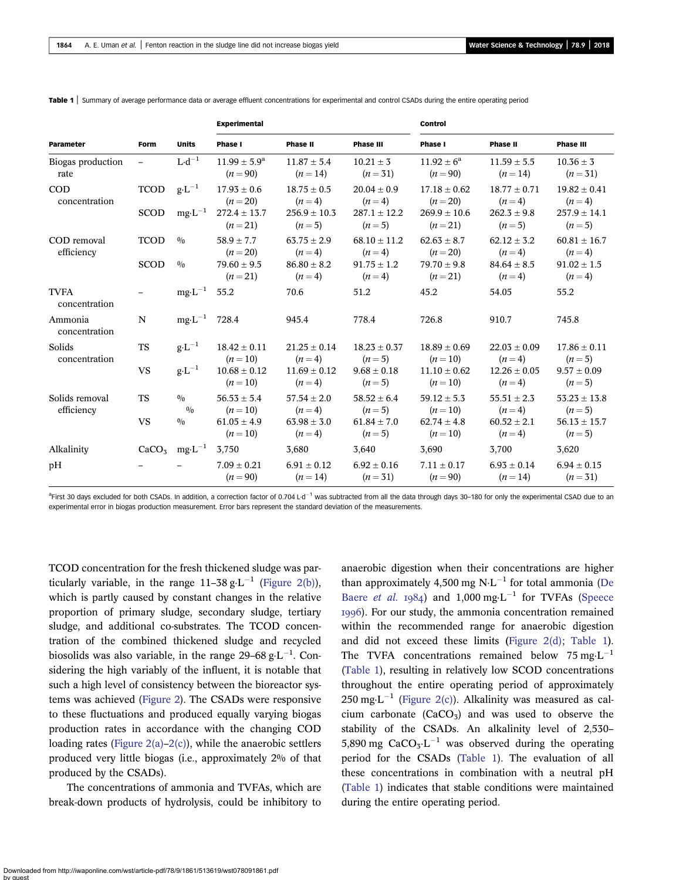**Table 1** | Summary of average performance data or average effluent concentrations for experimental and control CSADs during the entire operating period

| Parameter | Form | Units | Experimental | | | Control | | |
|---|---|---|---|---|---|---|---|---|
| | | | Phase I | Phase II | Phase III | Phase I | Phase II | Phase III |
| Biogas production rate | – | $L{\cdot}d^{-1}$ | 11.99 ± 5.9[a] ($n = 90$) | 11.87 ± 5.4 ($n = 14$) | 10.21 ± 3 ($n = 31$) | 11.92 ± 6[a] ($n = 90$) | 11.59 ± 5.5 ($n = 14$) | 10.36 ± 3 ($n = 31$) |
| COD concentration | TCOD | $g{\cdot}L^{-1}$ | 17.93 ± 0.6 ($n = 20$) | 18.75 ± 0.5 ($n = 4$) | 20.04 ± 0.9 ($n = 4$) | 17.18 ± 0.62 ($n = 20$) | 18.77 ± 0.71 ($n = 4$) | 19.82 ± 0.41 ($n = 4$) |
| | SCOD | $mg{\cdot}L^{-1}$ | 272.4 ± 13.7 ($n = 21$) | 256.9 ± 10.3 ($n = 5$) | 287.1 ± 12.2 ($n = 5$) | 269.9 ± 10.6 ($n = 21$) | 262.3 ± 9.8 ($n = 5$) | 257.9 ± 14.1 ($n = 5$) |
| COD removal efficiency | TCOD | % | 58.9 ± 7.7 ($n = 20$) | 63.75 ± 2.9 ($n = 4$) | 68.10 ± 11.2 ($n = 4$) | 62.63 ± 8.7 ($n = 20$) | 62.12 ± 3.2 ($n = 4$) | 60.81 ± 16.7 ($n = 4$) |
| | SCOD | % | 79.60 ± 9.5 ($n = 21$) | 86.80 ± 8.2 ($n = 4$) | 91.75 ± 1.2 ($n = 4$) | 79.70 ± 9.8 ($n = 21$) | 84.64 ± 8.5 ($n = 4$) | 91.02 ± 1.5 ($n = 4$) |
| TVFA concentration | – | $mg{\cdot}L^{-1}$ | 55.2 | 70.6 | 51.2 | 45.2 | 54.05 | 55.2 |
| Ammonia concentration | N | $mg{\cdot}L^{-1}$ | 728.4 | 945.4 | 778.4 | 726.8 | 910.7 | 745.8 |
| Solids concentration | TS | $g{\cdot}L^{-1}$ | 18.42 ± 0.11 ($n = 10$) | 21.25 ± 0.14 ($n = 4$) | 18.23 ± 0.37 ($n = 5$) | 18.89 ± 0.69 ($n = 10$) | 22.03 ± 0.09 ($n = 4$) | 17.86 ± 0.11 ($n = 5$) |
| | VS | $g{\cdot}L^{-1}$ | 10.68 ± 0.12 ($n = 10$) | 11.69 ± 0.12 ($n = 4$) | 9.68 ± 0.18 ($n = 5$) | 11.10 ± 0.62 ($n = 10$) | 12.26 ± 0.05 ($n = 4$) | 9.57 ± 0.09 ($n = 5$) |
| Solids removal efficiency | TS | % | 56.53 ± 5.4 ($n = 10$) | 57.54 ± 2.0 ($n = 4$) | 58.52 ± 6.4 ($n = 5$) | 59.12 ± 5.3 ($n = 10$) | 55.51 ± 2.3 ($n = 4$) | 53.23 ± 13.8 ($n = 5$) |
| | VS | % | 61.05 ± 4.9 ($n = 10$) | 63.98 ± 3.0 ($n = 4$) | 61.84 ± 7.0 ($n = 5$) | 62.74 ± 4.8 ($n = 10$) | 60.52 ± 2.1 ($n = 4$) | 56.13 ± 15.7 ($n = 5$) |
| Alkalinity | $CaCO_3$ | $mg{\cdot}L^{-1}$ | 3,750 | 3,680 | 3,640 | 3,690 | 3,700 | 3,620 |
| pH | – | – | 7.09 ± 0.21 ($n = 90$) | 6.91 ± 0.12 ($n = 14$) | 6.92 ± 0.16 ($n = 31$) | 7.11 ± 0.17 ($n = 90$) | 6.93 ± 0.14 ($n = 14$) | 6.94 ± 0.15 ($n = 31$) |

[a]First 30 days excluded for both CSADs. In addition, a correction factor of 0.704 $L{\cdot}d^{-1}$ was subtracted from all the data through days 30–180 for only the experimental CSAD due to an experimental error in biogas production measurement. Error bars represent the standard deviation of the measurements.

TCOD concentration for the fresh thickened sludge was particularly variable, in the range 11–38 $g{\cdot}L^{-1}$ (Figure 2(b)), which is partly caused by constant changes in the relative proportion of primary sludge, secondary sludge, tertiary sludge, and additional co-substrates. The TCOD concentration of the combined thickened sludge and recycled biosolids was also variable, in the range 29–68 $g{\cdot}L^{-1}$. Considering the high variably of the influent, it is notable that such a high level of consistency between the bioreactor systems was achieved (Figure 2). The CSADs were responsive to these fluctuations and produced equally varying biogas production rates in accordance with the changing COD loading rates (Figure 2(a)–2(c)), while the anaerobic settlers produced very little biogas (i.e., approximately 2% of that produced by the CSADs).

The concentrations of ammonia and TVFAs, which are break-down products of hydrolysis, could be inhibitory to anaerobic digestion when their concentrations are higher than approximately 4,500 mg $N{\cdot}L^{-1}$ for total ammonia (De Baere *et al.* 1984) and 1,000 $mg{\cdot}L^{-1}$ for TVFAs (Speece 1996). For our study, the ammonia concentration remained within the recommended range for anaerobic digestion and did not exceed these limits (Figure 2(d); Table 1). The TVFA concentrations remained below 75 $mg{\cdot}L^{-1}$ (Table 1), resulting in relatively low SCOD concentrations throughout the entire operating period of approximately 250 $mg{\cdot}L^{-1}$ (Figure 2(c)). Alkalinity was measured as calcium carbonate ($CaCO_3$) and was used to observe the stability of the CSADs. An alkalinity level of 2,530–5,890 mg $CaCO_3{\cdot}L^{-1}$ was observed during the operating period for the CSADs (Table 1). The evaluation of all these concentrations in combination with a neutral pH (Table 1) indicates that stable conditions were maintained during the entire operating period.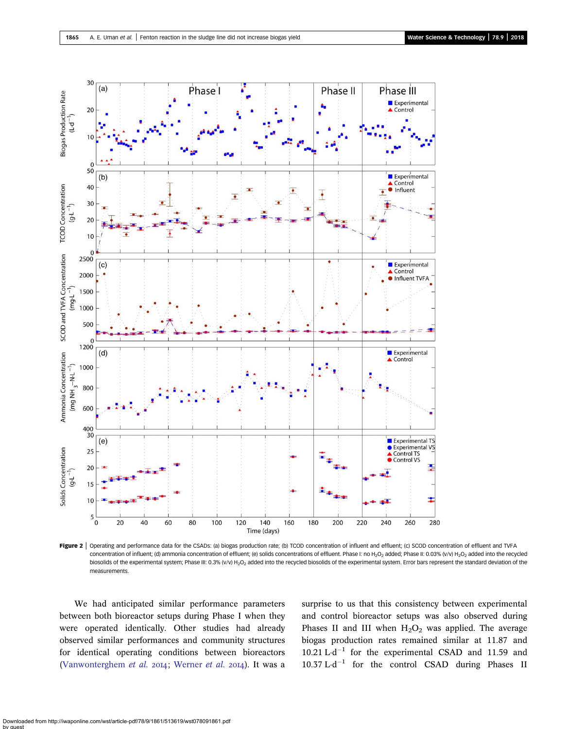**Figure 2** | Operating and performance data for the CSADs: (a) biogas production rate; (b) TCOD concentration of influent and effluent; (c) SCOD concentration of effluent and TVFA concentration of influent; (d) ammonia concentration of effluent; (e) solids concentrations of effluent. Phase I: no $H_2O_2$ added; Phase II: 0.03% (v/v) $H_2O_2$ added into the recycled biosolids of the experimental system; Phase III: 0.3% (v/v) $H_2O_2$ added into the recycled biosolids of the experimental system. Error bars represent the standard deviation of the measurements.

We had anticipated similar performance parameters between both bioreactor setups during Phase I when they were operated identically. Other studies had already observed similar performances and community structures for identical operating conditions between bioreactors (Vanwonterghem *et al.* 2014; Werner *et al.* 2014). It was a surprise to us that this consistency between experimental and control bioreactor setups was also observed during Phases II and III when $H_2O_2$ was applied. The average biogas production rates remained similar at 11.87 and 10.21 $L \cdot d^{-1}$ for the experimental CSAD and 11.59 and 10.37 $L \cdot d^{-1}$ for the control CSAD during Phases II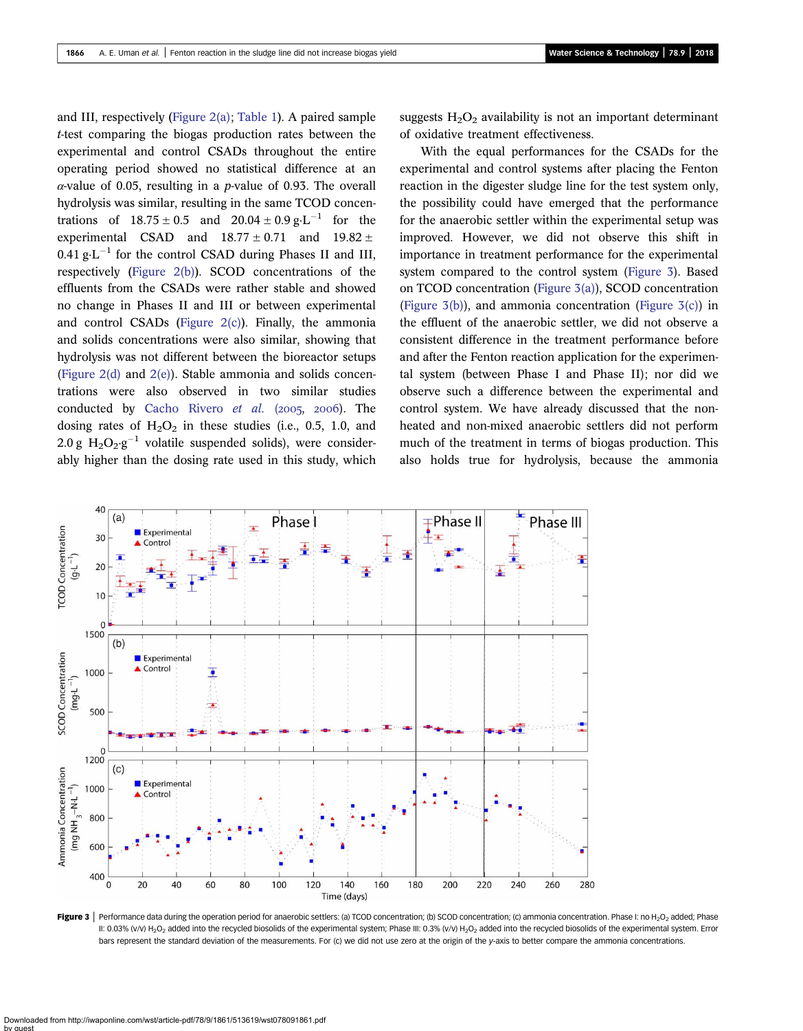and III, respectively (Figure 2(a); Table 1). A paired sample *t*-test comparing the biogas production rates between the experimental and control CSADs throughout the entire operating period showed no statistical difference at an $\alpha$-value of 0.05, resulting in a *p*-value of 0.93. The overall hydrolysis was similar, resulting in the same TCOD concentrations of $18.75 \pm 0.5$ and $20.04 \pm 0.9\ \mathrm{g{\cdot}L^{-1}}$ for the experimental CSAD and $18.77 \pm 0.71$ and $19.82 \pm 0.41\ \mathrm{g{\cdot}L^{-1}}$ for the control CSAD during Phases II and III, respectively (Figure 2(b)). SCOD concentrations of the effluents from the CSADs were rather stable and showed no change in Phases II and III or between experimental and control CSADs (Figure 2(c)). Finally, the ammonia and solids concentrations were also similar, showing that hydrolysis was not different between the bioreactor setups (Figure 2(d) and 2(e)). Stable ammonia and solids concentrations were also observed in two similar studies conducted by Cacho Rivero *et al.* (2005, 2006). The dosing rates of $H_2O_2$ in these studies (i.e., 0.5, 1.0, and 2.0 g $H_2O_2{\cdot}g^{-1}$ volatile suspended solids), were considerably higher than the dosing rate used in this study, which suggests $H_2O_2$ availability is not an important determinant of oxidative treatment effectiveness.

With the equal performances for the CSADs for the experimental and control systems after placing the Fenton reaction in the digester sludge line for the test system only, the possibility could have emerged that the performance for the anaerobic settler within the experimental setup was improved. However, we did not observe this shift in importance in treatment performance for the experimental system compared to the control system (Figure 3). Based on TCOD concentration (Figure 3(a)), SCOD concentration (Figure 3(b)), and ammonia concentration (Figure 3(c)) in the effluent of the anaerobic settler, we did not observe a consistent difference in the treatment performance before and after the Fenton reaction application for the experimental system (between Phase I and Phase II); nor did we observe such a difference between the experimental and control system. We have already discussed that the non-heated and non-mixed anaerobic settlers did not perform much of the treatment in terms of biogas production. This also holds true for hydrolysis, because the ammonia

**Figure 3** | Performance data during the operation period for anaerobic settlers: (a) TCOD concentration; (b) SCOD concentration; (c) ammonia concentration. Phase I: no $H_2O_2$ added; Phase II: 0.03% (v/v) $H_2O_2$ added into the recycled biosolids of the experimental system; Phase III: 0.3% (v/v) $H_2O_2$ added into the recycled biosolids of the experimental system. Error bars represent the standard deviation of the measurements. For (c) we did not use zero at the origin of the *y*-axis to better compare the ammonia concentrations.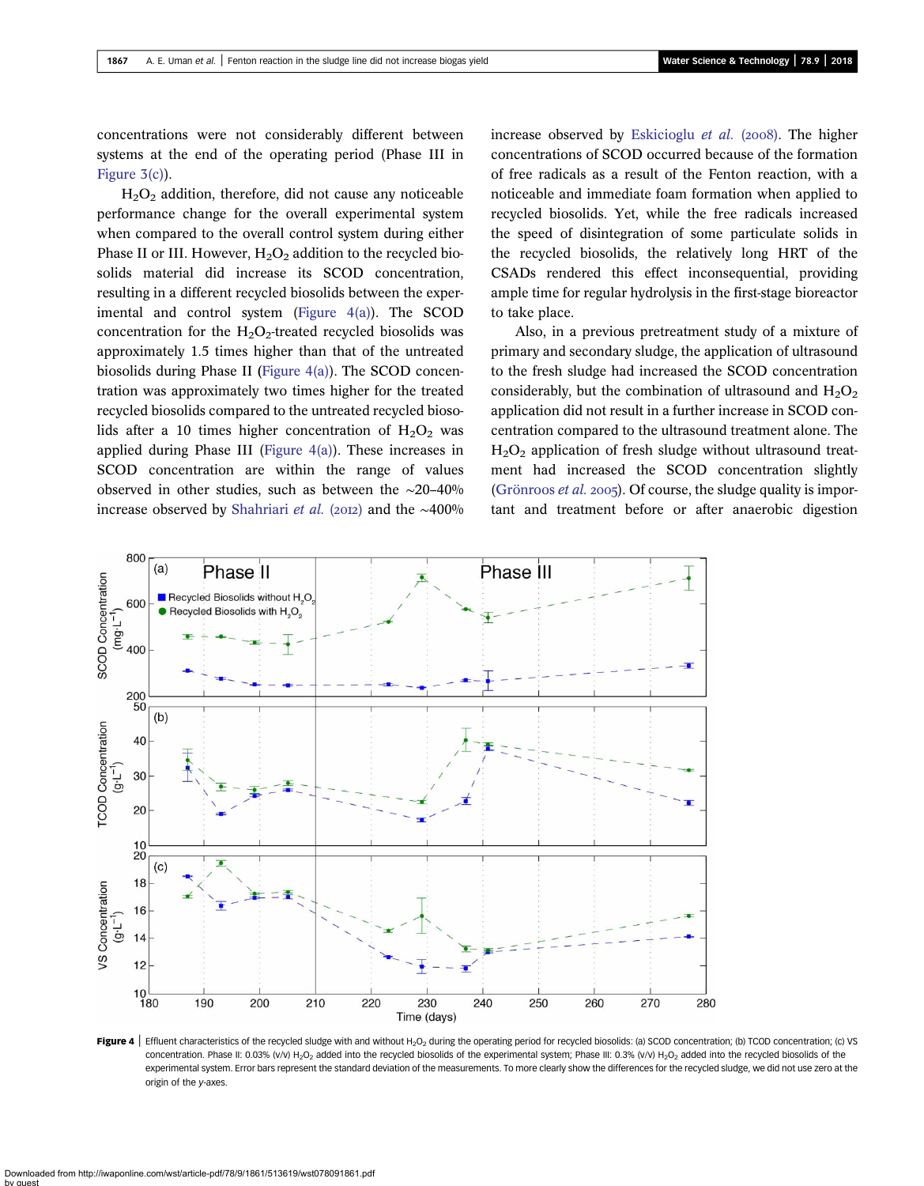concentrations were not considerably different between systems at the end of the operating period (Phase III in Figure 3(c)).

$H_2O_2$ addition, therefore, did not cause any noticeable performance change for the overall experimental system when compared to the overall control system during either Phase II or III. However, $H_2O_2$ addition to the recycled biosolids material did increase its SCOD concentration, resulting in a different recycled biosolids between the experimental and control system (Figure 4(a)). The SCOD concentration for the $H_2O_2$-treated recycled biosolids was approximately 1.5 times higher than that of the untreated biosolids during Phase II (Figure 4(a)). The SCOD concentration was approximately two times higher for the treated recycled biosolids compared to the untreated recycled biosolids after a 10 times higher concentration of $H_2O_2$ was applied during Phase III (Figure 4(a)). These increases in SCOD concentration are within the range of values observed in other studies, such as between the ~20–40% increase observed by Shahriari *et al.* (2012) and the ~400% increase observed by Eskicioglu *et al.* (2008). The higher concentrations of SCOD occurred because of the formation of free radicals as a result of the Fenton reaction, with a noticeable and immediate foam formation when applied to recycled biosolids. Yet, while the free radicals increased the speed of disintegration of some particulate solids in the recycled biosolids, the relatively long HRT of the CSADs rendered this effect inconsequential, providing ample time for regular hydrolysis in the first-stage bioreactor to take place.

Also, in a previous pretreatment study of a mixture of primary and secondary sludge, the application of ultrasound to the fresh sludge had increased the SCOD concentration considerably, but the combination of ultrasound and $H_2O_2$ application did not result in a further increase in SCOD concentration compared to the ultrasound treatment alone. The $H_2O_2$ application of fresh sludge without ultrasound treatment had increased the SCOD concentration slightly (Grönroos *et al.* 2005). Of course, the sludge quality is important and treatment before or after anaerobic digestion

**Figure 4** | Effluent characteristics of the recycled sludge with and without $H_2O_2$ during the operating period for recycled biosolids: (a) SCOD concentration; (b) TCOD concentration; (c) VS concentration. Phase II: 0.03% (v/v) $H_2O_2$ added into the recycled biosolids of the experimental system; Phase III: 0.3% (v/v) $H_2O_2$ added into the recycled biosolids of the experimental system. Error bars represent the standard deviation of the measurements. To more clearly show the differences for the recycled sludge, we did not use zero at the origin of the *y*-axes.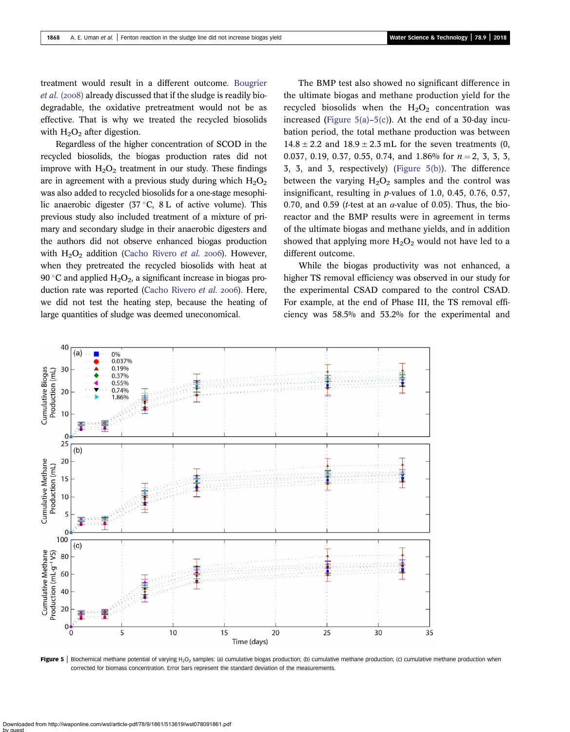treatment would result in a different outcome. Bougrier *et al.* (2008) already discussed that if the sludge is readily biodegradable, the oxidative pretreatment would not be as effective. That is why we treated the recycled biosolids with $H_2O_2$ after digestion.

Regardless of the higher concentration of SCOD in the recycled biosolids, the biogas production rates did not improve with $H_2O_2$ treatment in our study. These findings are in agreement with a previous study during which $H_2O_2$ was also added to recycled biosolids for a one-stage mesophilic anaerobic digester (37 °C, 8 L of active volume). This previous study also included treatment of a mixture of primary and secondary sludge in their anaerobic digesters and the authors did not observe enhanced biogas production with $H_2O_2$ addition (Cacho Rivero *et al.* 2006). However, when they pretreated the recycled biosolids with heat at 90 °C and applied $H_2O_2$, a significant increase in biogas production rate was reported (Cacho Rivero *et al.* 2006). Here, we did not test the heating step, because the heating of large quantities of sludge was deemed uneconomical.

The BMP test also showed no significant difference in the ultimate biogas and methane production yield for the recycled biosolids when the $H_2O_2$ concentration was increased (Figure 5(a)–5(c)). At the end of a 30-day incubation period, the total methane production was between $14.8 \pm 2.2$ and $18.9 \pm 2.3$ mL for the seven treatments (0, 0.037, 0.19, 0.37, 0.55, 0.74, and 1.86% for $n = 2$, 3, 3, 3, 3, 3, and 3, respectively) (Figure 5(b)). The difference between the varying $H_2O_2$ samples and the control was insignificant, resulting in $p$-values of 1.0, 0.45, 0.76, 0.57, 0.70, and 0.59 ($t$-test at an $\alpha$-value of 0.05). Thus, the bioreactor and the BMP results were in agreement in terms of the ultimate biogas and methane yields, and in addition showed that applying more $H_2O_2$ would not have led to a different outcome.

While the biogas productivity was not enhanced, a higher TS removal efficiency was observed in our study for the experimental CSAD compared to the control CSAD. For example, at the end of Phase III, the TS removal efficiency was 58.5% and 53.2% for the experimental and

**Figure 5** | Biochemical methane potential of varying $H_2O_2$ samples: (a) cumulative biogas production; (b) cumulative methane production; (c) cumulative methane production when corrected for biomass concentration. Error bars represent the standard deviation of the measurements.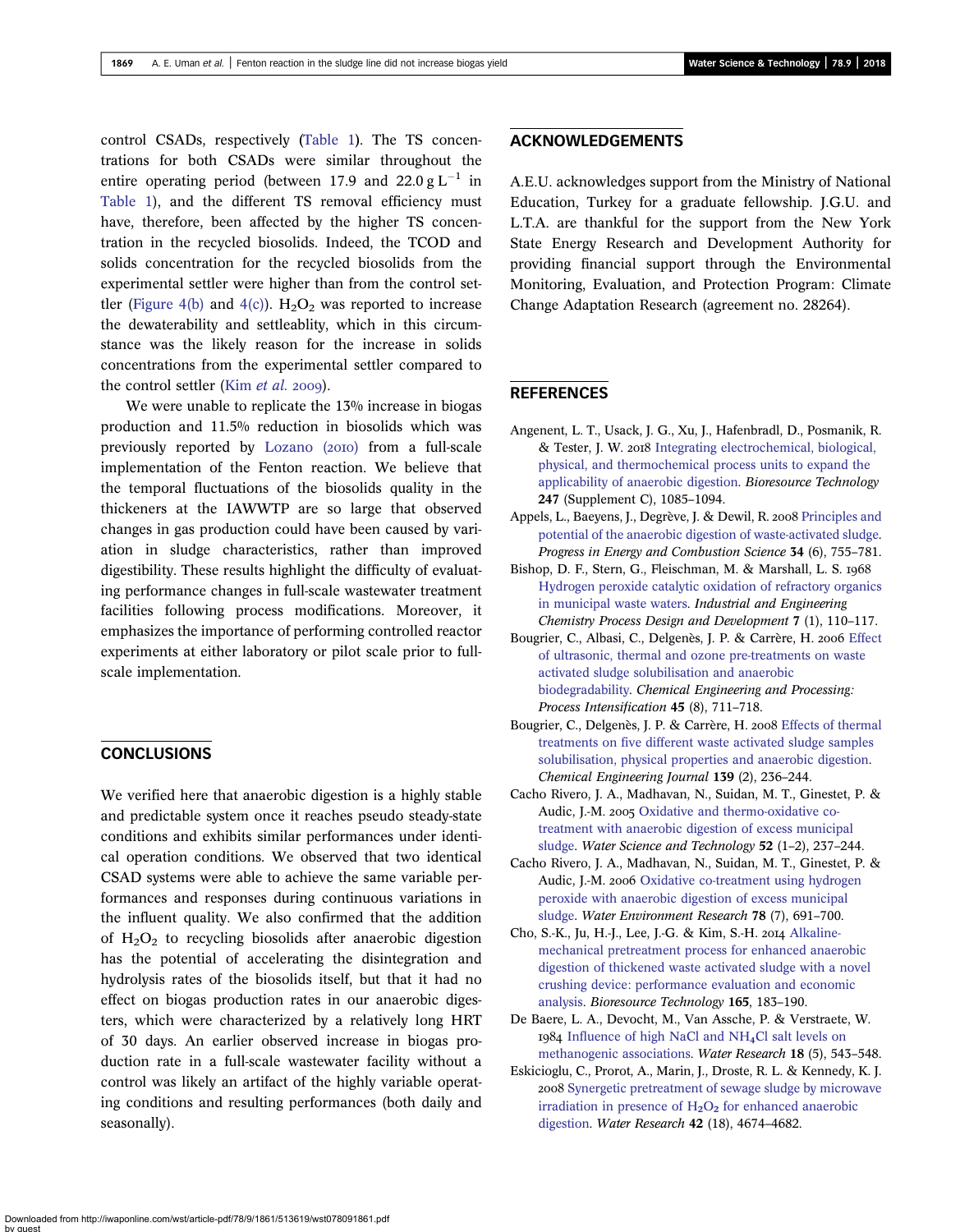control CSADs, respectively (Table 1). The TS concentrations for both CSADs were similar throughout the entire operating period (between 17.9 and 22.0 g $L^{-1}$ in Table 1), and the different TS removal efficiency must have, therefore, been affected by the higher TS concentration in the recycled biosolids. Indeed, the TCOD and solids concentration for the recycled biosolids from the experimental settler were higher than from the control settler (Figure 4(b) and 4(c)). $H_2O_2$ was reported to increase the dewaterability and settleablity, which in this circumstance was the likely reason for the increase in solids concentrations from the experimental settler compared to the control settler (Kim *et al.* 2009).

We were unable to replicate the 13% increase in biogas production and 11.5% reduction in biosolids which was previously reported by Lozano (2010) from a full-scale implementation of the Fenton reaction. We believe that the temporal fluctuations of the biosolids quality in the thickeners at the IAWWTP are so large that observed changes in gas production could have been caused by variation in sludge characteristics, rather than improved digestibility. These results highlight the difficulty of evaluating performance changes in full-scale wastewater treatment facilities following process modifications. Moreover, it emphasizes the importance of performing controlled reactor experiments at either laboratory or pilot scale prior to full-scale implementation.

## CONCLUSIONS

We verified here that anaerobic digestion is a highly stable and predictable system once it reaches pseudo steady-state conditions and exhibits similar performances under identical operation conditions. We observed that two identical CSAD systems were able to achieve the same variable performances and responses during continuous variations in the influent quality. We also confirmed that the addition of $H_2O_2$ to recycling biosolids after anaerobic digestion has the potential of accelerating the disintegration and hydrolysis rates of the biosolids itself, but that it had no effect on biogas production rates in our anaerobic digesters, which were characterized by a relatively long HRT of 30 days. An earlier observed increase in biogas production rate in a full-scale wastewater facility without a control was likely an artifact of the highly variable operating conditions and resulting performances (both daily and seasonally).

## ACKNOWLEDGEMENTS

A.E.U. acknowledges support from the Ministry of National Education, Turkey for a graduate fellowship. J.G.U. and L.T.A. are thankful for the support from the New York State Energy Research and Development Authority for providing financial support through the Environmental Monitoring, Evaluation, and Protection Program: Climate Change Adaptation Research (agreement no. 28264).

## REFERENCES

Angenent, L. T., Usack, J. G., Xu, J., Hafenbradl, D., Posmanik, R. & Tester, J. W. 2018 Integrating electrochemical, biological, physical, and thermochemical process units to expand the applicability of anaerobic digestion. *Bioresource Technology* **247** (Supplement C), 1085–1094.

Appels, L., Baeyens, J., Degrève, J. & Dewil, R. 2008 Principles and potential of the anaerobic digestion of waste-activated sludge. *Progress in Energy and Combustion Science* **34** (6), 755–781.

Bishop, D. F., Stern, G., Fleischman, M. & Marshall, L. S. 1968 Hydrogen peroxide catalytic oxidation of refractory organics in municipal waste waters. *Industrial and Engineering Chemistry Process Design and Development* **7** (1), 110–117.

Bougrier, C., Albasi, C., Delgenès, J. P. & Carrère, H. 2006 Effect of ultrasonic, thermal and ozone pre-treatments on waste activated sludge solubilisation and anaerobic biodegradability. *Chemical Engineering and Processing: Process Intensification* **45** (8), 711–718.

Bougrier, C., Delgenès, J. P. & Carrère, H. 2008 Effects of thermal treatments on five different waste activated sludge samples solubilisation, physical properties and anaerobic digestion. *Chemical Engineering Journal* **139** (2), 236–244.

Cacho Rivero, J. A., Madhavan, N., Suidan, M. T., Ginestet, P. & Audic, J.-M. 2005 Oxidative and thermo-oxidative co-treatment with anaerobic digestion of excess municipal sludge. *Water Science and Technology* **52** (1–2), 237–244.

Cacho Rivero, J. A., Madhavan, N., Suidan, M. T., Ginestet, P. & Audic, J.-M. 2006 Oxidative co-treatment using hydrogen peroxide with anaerobic digestion of excess municipal sludge. *Water Environment Research* **78** (7), 691–700.

Cho, S.-K., Ju, H.-J., Lee, J.-G. & Kim, S.-H. 2014 Alkaline-mechanical pretreatment process for enhanced anaerobic digestion of thickened waste activated sludge with a novel crushing device: performance evaluation and economic analysis. *Bioresource Technology* **165**, 183–190.

De Baere, L. A., Devocht, M., Van Assche, P. & Verstraete, W. 1984 Influence of high NaCl and $NH_4Cl$ salt levels on methanogenic associations. *Water Research* **18** (5), 543–548.

Eskicioglu, C., Prorot, A., Marin, J., Droste, R. L. & Kennedy, K. J. 2008 Synergetic pretreatment of sewage sludge by microwave irradiation in presence of $H_2O_2$ for enhanced anaerobic digestion. *Water Research* **42** (18), 4674–4682.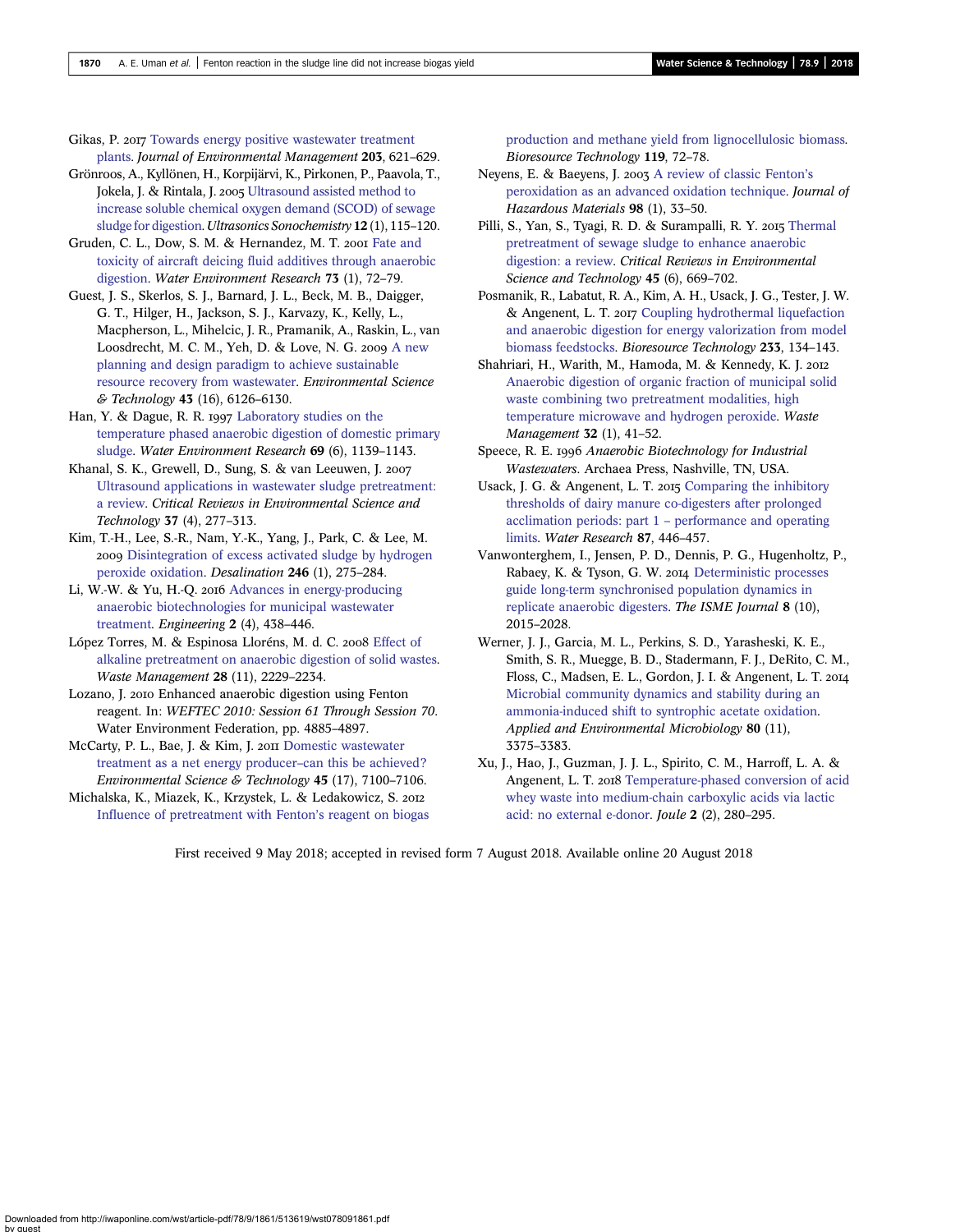Gikas, P. 2017 Towards energy positive wastewater treatment plants. *Journal of Environmental Management* **203**, 621–629.

Grönroos, A., Kyllönen, H., Korpijärvi, K., Pirkonen, P., Paavola, T., Jokela, J. & Rintala, J. 2005 Ultrasound assisted method to increase soluble chemical oxygen demand (SCOD) of sewage sludge for digestion. *Ultrasonics Sonochemistry* **12** (1), 115–120.

Gruden, C. L., Dow, S. M. & Hernandez, M. T. 2001 Fate and toxicity of aircraft deicing fluid additives through anaerobic digestion. *Water Environment Research* **73** (1), 72–79.

Guest, J. S., Skerlos, S. J., Barnard, J. L., Beck, M. B., Daigger, G. T., Hilger, H., Jackson, S. J., Karvazy, K., Kelly, L., Macpherson, L., Mihelcic, J. R., Pramanik, A., Raskin, L., van Loosdrecht, M. C. M., Yeh, D. & Love, N. G. 2009 A new planning and design paradigm to achieve sustainable resource recovery from wastewater. *Environmental Science & Technology* **43** (16), 6126–6130.

Han, Y. & Dague, R. R. 1997 Laboratory studies on the temperature phased anaerobic digestion of domestic primary sludge. *Water Environment Research* **69** (6), 1139–1143.

Khanal, S. K., Grewell, D., Sung, S. & van Leeuwen, J. 2007 Ultrasound applications in wastewater sludge pretreatment: a review. *Critical Reviews in Environmental Science and Technology* **37** (4), 277–313.

Kim, T.-H., Lee, S.-R., Nam, Y.-K., Yang, J., Park, C. & Lee, M. 2009 Disintegration of excess activated sludge by hydrogen peroxide oxidation. *Desalination* **246** (1), 275–284.

Li, W.-W. & Yu, H.-Q. 2016 Advances in energy-producing anaerobic biotechnologies for municipal wastewater treatment. *Engineering* **2** (4), 438–446.

López Torres, M. & Espinosa Lloréns, M. d. C. 2008 Effect of alkaline pretreatment on anaerobic digestion of solid wastes. *Waste Management* **28** (11), 2229–2234.

Lozano, J. 2010 Enhanced anaerobic digestion using Fenton reagent. In: *WEFTEC 2010: Session 61 Through Session 70*. Water Environment Federation, pp. 4885–4897.

McCarty, P. L., Bae, J. & Kim, J. 2011 Domestic wastewater treatment as a net energy producer–can this be achieved? *Environmental Science & Technology* **45** (17), 7100–7106.

Michalska, K., Miazek, K., Krzystek, L. & Ledakowicz, S. 2012 Influence of pretreatment with Fenton's reagent on biogas production and methane yield from lignocellulosic biomass. *Bioresource Technology* **119**, 72–78.

Neyens, E. & Baeyens, J. 2003 A review of classic Fenton's peroxidation as an advanced oxidation technique. *Journal of Hazardous Materials* **98** (1), 33–50.

Pilli, S., Yan, S., Tyagi, R. D. & Surampalli, R. Y. 2015 Thermal pretreatment of sewage sludge to enhance anaerobic digestion: a review. *Critical Reviews in Environmental Science and Technology* **45** (6), 669–702.

Posmanik, R., Labatut, R. A., Kim, A. H., Usack, J. G., Tester, J. W. & Angenent, L. T. 2017 Coupling hydrothermal liquefaction and anaerobic digestion for energy valorization from model biomass feedstocks. *Bioresource Technology* **233**, 134–143.

Shahriari, H., Warith, M., Hamoda, M. & Kennedy, K. J. 2012 Anaerobic digestion of organic fraction of municipal solid waste combining two pretreatment modalities, high temperature microwave and hydrogen peroxide. *Waste Management* **32** (1), 41–52.

Speece, R. E. 1996 *Anaerobic Biotechnology for Industrial Wastewaters*. Archaea Press, Nashville, TN, USA.

Usack, J. G. & Angenent, L. T. 2015 Comparing the inhibitory thresholds of dairy manure co-digesters after prolonged acclimation periods: part 1 – performance and operating limits. *Water Research* **87**, 446–457.

Vanwonterghem, I., Jensen, P. D., Dennis, P. G., Hugenholtz, P., Rabaey, K. & Tyson, G. W. 2014 Deterministic processes guide long-term synchronised population dynamics in replicate anaerobic digesters. *The ISME Journal* **8** (10), 2015–2028.

Werner, J. J., Garcia, M. L., Perkins, S. D., Yarasheski, K. E., Smith, S. R., Muegge, B. D., Stadermann, F. J., DeRito, C. M., Floss, C., Madsen, E. L., Gordon, J. I. & Angenent, L. T. 2014 Microbial community dynamics and stability during an ammonia-induced shift to syntrophic acetate oxidation. *Applied and Environmental Microbiology* **80** (11), 3375–3383.

Xu, J., Hao, J., Guzman, J. J. L., Spirito, C. M., Harroff, L. A. & Angenent, L. T. 2018 Temperature-phased conversion of acid whey waste into medium-chain carboxylic acids via lactic acid: no external e-donor. *Joule* **2** (2), 280–295.

First received 9 May 2018; accepted in revised form 7 August 2018. Available online 20 August 2018